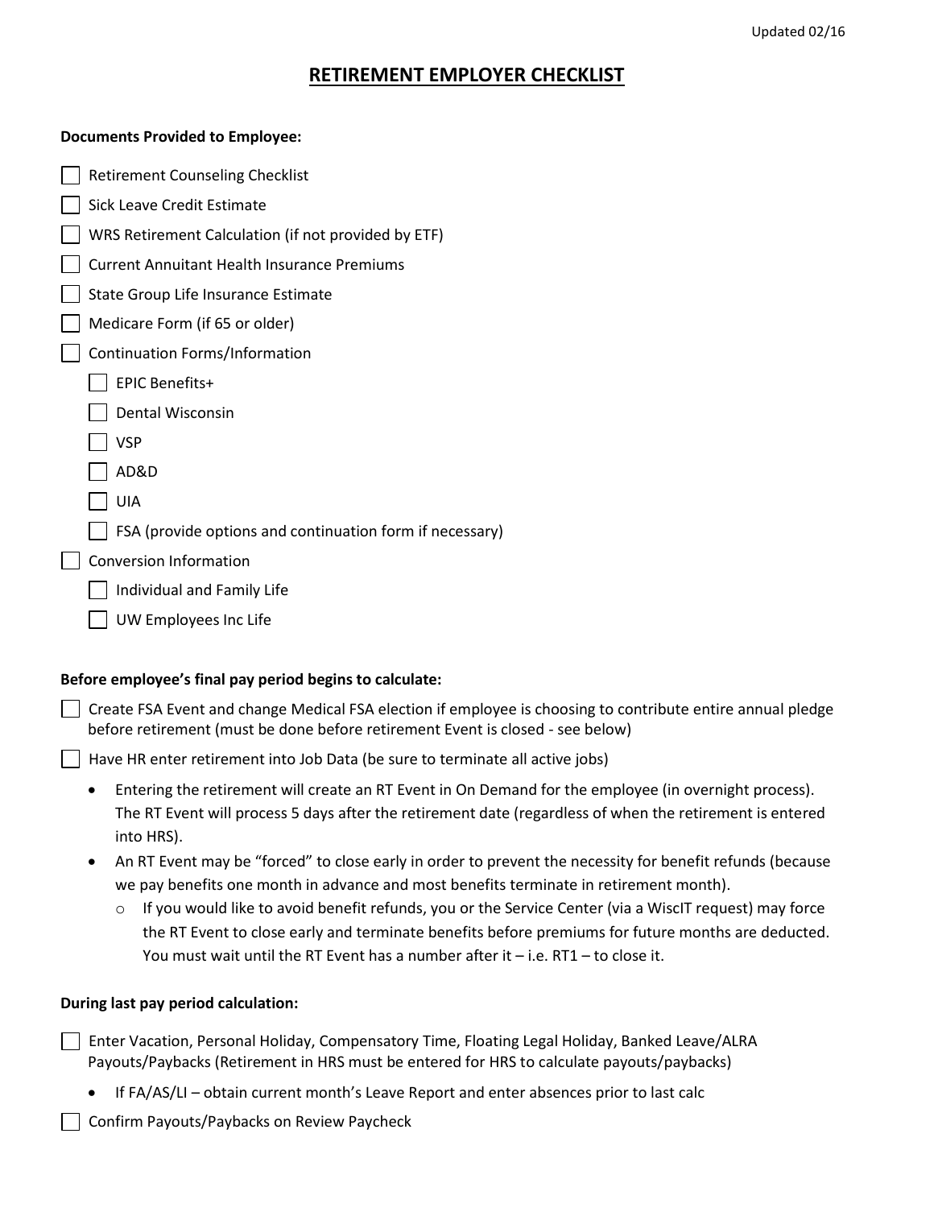# RETIREMENT EMPLOYER CHECKLIST

**Documents Provided to Employee:**

- [ ] Retirement Counseling Checklist
- [ ] Sick Leave Credit Estimate
- [ ] WRS Retirement Calculation (if not provided by ETF)
- [ ] Current Annuitant Health Insurance Premiums
- [ ] State Group Life Insurance Estimate
- [ ] Medicare Form (if 65 or older)
- [ ] Continuation Forms/Information
  - [ ] EPIC Benefits+
  - [ ] Dental Wisconsin
  - [ ] VSP
  - [ ] AD&D
  - [ ] UIA
  - [ ] FSA (provide options and continuation form if necessary)
- [ ] Conversion Information
  - [ ] Individual and Family Life
  - [ ] UW Employees Inc Life

**Before employee's final pay period begins to calculate:**

- [ ] Create FSA Event and change Medical FSA election if employee is choosing to contribute entire annual pledge before retirement (must be done before retirement Event is closed - see below)
- [ ] Have HR enter retirement into Job Data (be sure to terminate all active jobs)
  - Entering the retirement will create an RT Event in On Demand for the employee (in overnight process). The RT Event will process 5 days after the retirement date (regardless of when the retirement is entered into HRS).
  - An RT Event may be "forced" to close early in order to prevent the necessity for benefit refunds (because we pay benefits one month in advance and most benefits terminate in retirement month).
    - If you would like to avoid benefit refunds, you or the Service Center (via a WiscIT request) may force the RT Event to close early and terminate benefits before premiums for future months are deducted. You must wait until the RT Event has a number after it – i.e. RT1 – to close it.

**During last pay period calculation:**

- [ ] Enter Vacation, Personal Holiday, Compensatory Time, Floating Legal Holiday, Banked Leave/ALRA Payouts/Paybacks (Retirement in HRS must be entered for HRS to calculate payouts/paybacks)
  - If FA/AS/LI – obtain current month's Leave Report and enter absences prior to last calc
- [ ] Confirm Payouts/Paybacks on Review Paycheck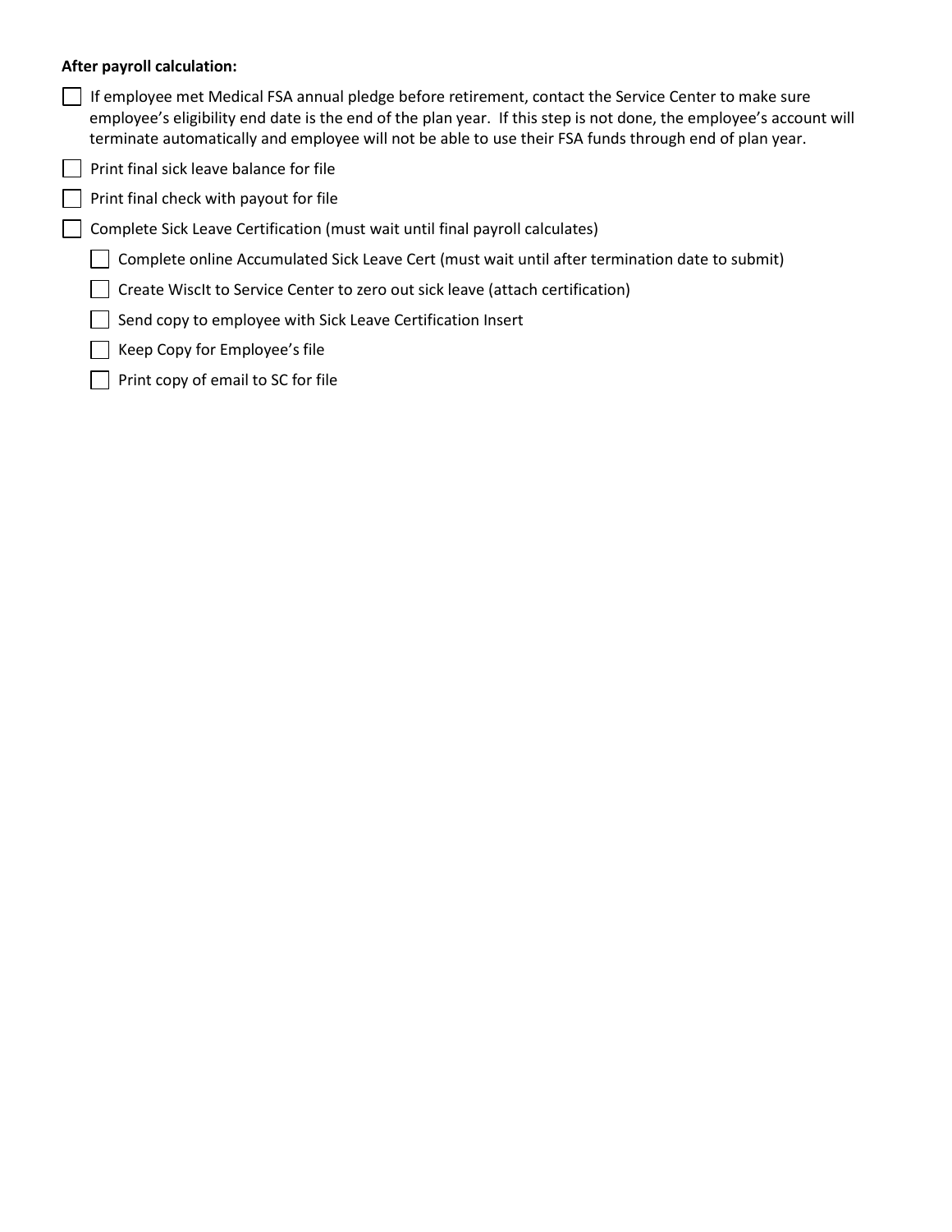**After payroll calculation:**

- [ ] If employee met Medical FSA annual pledge before retirement, contact the Service Center to make sure employee's eligibility end date is the end of the plan year. If this step is not done, the employee's account will terminate automatically and employee will not be able to use their FSA funds through end of plan year.
- [ ] Print final sick leave balance for file
- [ ] Print final check with payout for file
- [ ] Complete Sick Leave Certification (must wait until final payroll calculates)
  - [ ] Complete online Accumulated Sick Leave Cert (must wait until after termination date to submit)
  - [ ] Create WiscIt to Service Center to zero out sick leave (attach certification)
  - [ ] Send copy to employee with Sick Leave Certification Insert
  - [ ] Keep Copy for Employee's file
  - [ ] Print copy of email to SC for file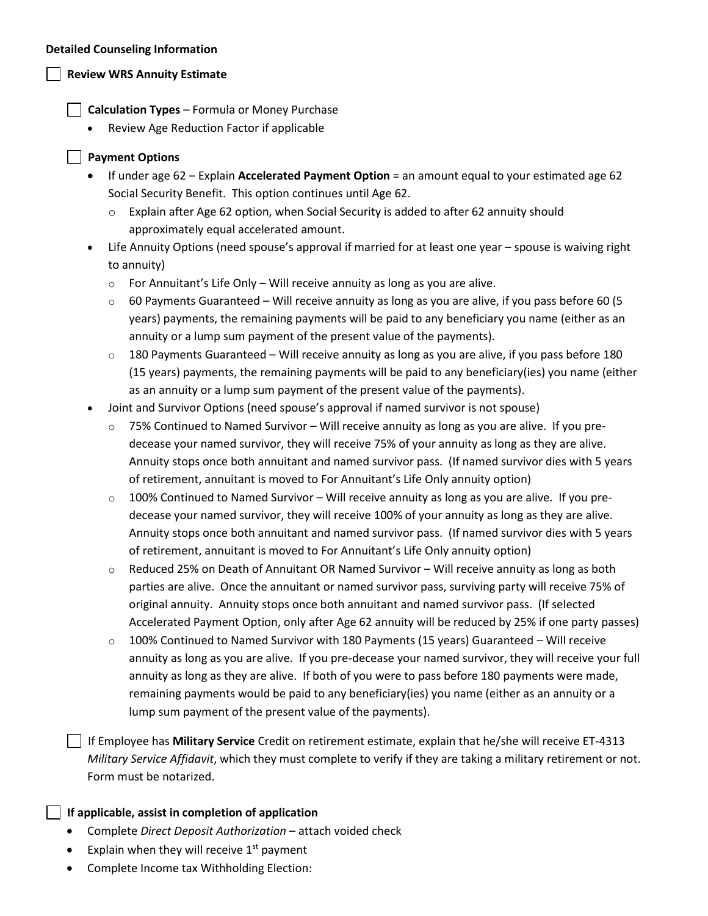**Detailed Counseling Information**

- [ ] **Review WRS Annuity Estimate**

  - [ ] **Calculation Types** – Formula or Money Purchase
    - Review Age Reduction Factor if applicable

  - [ ] **Payment Options**
    - If under age 62 – Explain **Accelerated Payment Option** = an amount equal to your estimated age 62 Social Security Benefit. This option continues until Age 62.
      - Explain after Age 62 option, when Social Security is added to after 62 annuity should approximately equal accelerated amount.
    - Life Annuity Options (need spouse's approval if married for at least one year – spouse is waiving right to annuity)
      - For Annuitant's Life Only – Will receive annuity as long as you are alive.
      - 60 Payments Guaranteed – Will receive annuity as long as you are alive, if you pass before 60 (5 years) payments, the remaining payments will be paid to any beneficiary you name (either as an annuity or a lump sum payment of the present value of the payments).
      - 180 Payments Guaranteed – Will receive annuity as long as you are alive, if you pass before 180 (15 years) payments, the remaining payments will be paid to any beneficiary(ies) you name (either as an annuity or a lump sum payment of the present value of the payments).
    - Joint and Survivor Options (need spouse's approval if named survivor is not spouse)
      - 75% Continued to Named Survivor – Will receive annuity as long as you are alive. If you pre-decease your named survivor, they will receive 75% of your annuity as long as they are alive. Annuity stops once both annuitant and named survivor pass. (If named survivor dies with 5 years of retirement, annuitant is moved to For Annuitant's Life Only annuity option)
      - 100% Continued to Named Survivor – Will receive annuity as long as you are alive. If you pre-decease your named survivor, they will receive 100% of your annuity as long as they are alive. Annuity stops once both annuitant and named survivor pass. (If named survivor dies with 5 years of retirement, annuitant is moved to For Annuitant's Life Only annuity option)
      - Reduced 25% on Death of Annuitant OR Named Survivor – Will receive annuity as long as both parties are alive. Once the annuitant or named survivor pass, surviving party will receive 75% of original annuity. Annuity stops once both annuitant and named survivor pass. (If selected Accelerated Payment Option, only after Age 62 annuity will be reduced by 25% if one party passes)
      - 100% Continued to Named Survivor with 180 Payments (15 years) Guaranteed – Will receive annuity as long as you are alive. If you pre-decease your named survivor, they will receive your full annuity as long as they are alive. If both of you were to pass before 180 payments were made, remaining payments would be paid to any beneficiary(ies) you name (either as an annuity or a lump sum payment of the present value of the payments).

  - [ ] If Employee has **Military Service** Credit on retirement estimate, explain that he/she will receive ET-4313 *Military Service Affidavit*, which they must complete to verify if they are taking a military retirement or not. Form must be notarized.

- [ ] **If applicable, assist in completion of application**
  - Complete *Direct Deposit Authorization* – attach voided check
  - Explain when they will receive 1st payment
  - Complete Income tax Withholding Election: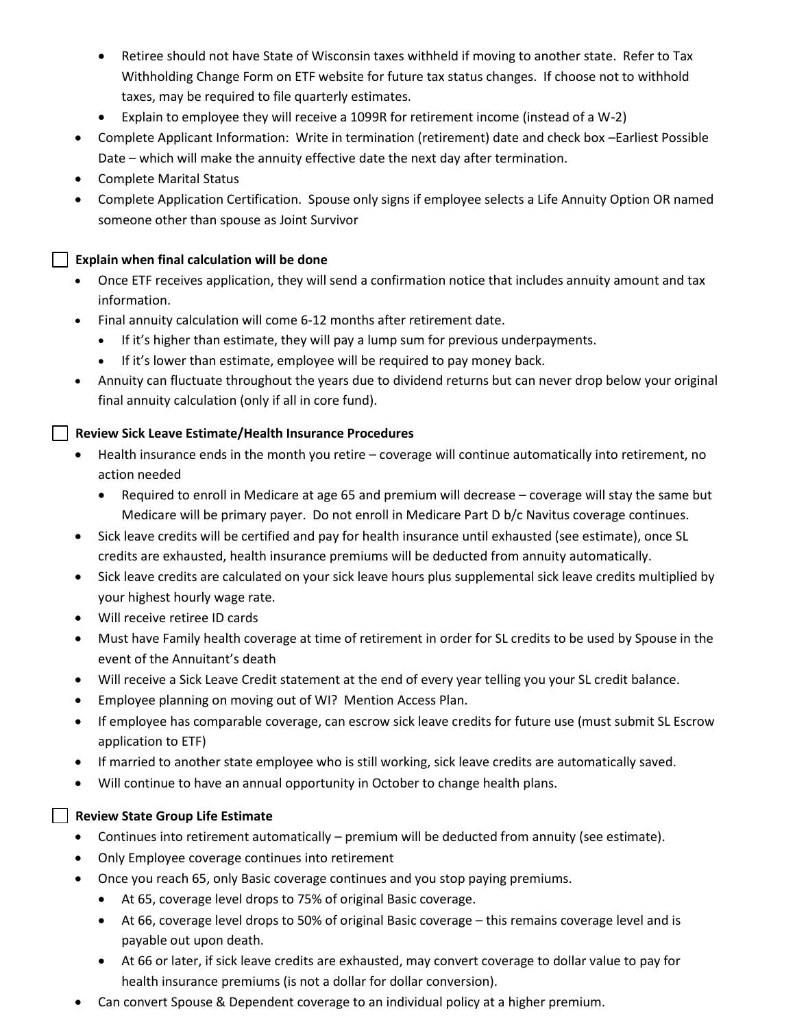- Retiree should not have State of Wisconsin taxes withheld if moving to another state. Refer to Tax Withholding Change Form on ETF website for future tax status changes. If choose not to withhold taxes, may be required to file quarterly estimates.
    - Explain to employee they will receive a 1099R for retirement income (instead of a W-2)
- Complete Applicant Information: Write in termination (retirement) date and check box –Earliest Possible Date – which will make the annuity effective date the next day after termination.
- Complete Marital Status
- Complete Application Certification. Spouse only signs if employee selects a Life Annuity Option OR named someone other than spouse as Joint Survivor

☐ **Explain when final calculation will be done**

- Once ETF receives application, they will send a confirmation notice that includes annuity amount and tax information.
- Final annuity calculation will come 6-12 months after retirement date.
    - If it's higher than estimate, they will pay a lump sum for previous underpayments.
    - If it's lower than estimate, employee will be required to pay money back.
- Annuity can fluctuate throughout the years due to dividend returns but can never drop below your original final annuity calculation (only if all in core fund).

☐ **Review Sick Leave Estimate/Health Insurance Procedures**

- Health insurance ends in the month you retire – coverage will continue automatically into retirement, no action needed
    - Required to enroll in Medicare at age 65 and premium will decrease – coverage will stay the same but Medicare will be primary payer. Do not enroll in Medicare Part D b/c Navitus coverage continues.
- Sick leave credits will be certified and pay for health insurance until exhausted (see estimate), once SL credits are exhausted, health insurance premiums will be deducted from annuity automatically.
- Sick leave credits are calculated on your sick leave hours plus supplemental sick leave credits multiplied by your highest hourly wage rate.
- Will receive retiree ID cards
- Must have Family health coverage at time of retirement in order for SL credits to be used by Spouse in the event of the Annuitant's death
- Will receive a Sick Leave Credit statement at the end of every year telling you your SL credit balance.
- Employee planning on moving out of WI? Mention Access Plan.
- If employee has comparable coverage, can escrow sick leave credits for future use (must submit SL Escrow application to ETF)
- If married to another state employee who is still working, sick leave credits are automatically saved.
- Will continue to have an annual opportunity in October to change health plans.

☐ **Review State Group Life Estimate**

- Continues into retirement automatically – premium will be deducted from annuity (see estimate).
- Only Employee coverage continues into retirement
- Once you reach 65, only Basic coverage continues and you stop paying premiums.
    - At 65, coverage level drops to 75% of original Basic coverage.
    - At 66, coverage level drops to 50% of original Basic coverage – this remains coverage level and is payable out upon death.
    - At 66 or later, if sick leave credits are exhausted, may convert coverage to dollar value to pay for health insurance premiums (is not a dollar for dollar conversion).
- Can convert Spouse & Dependent coverage to an individual policy at a higher premium.